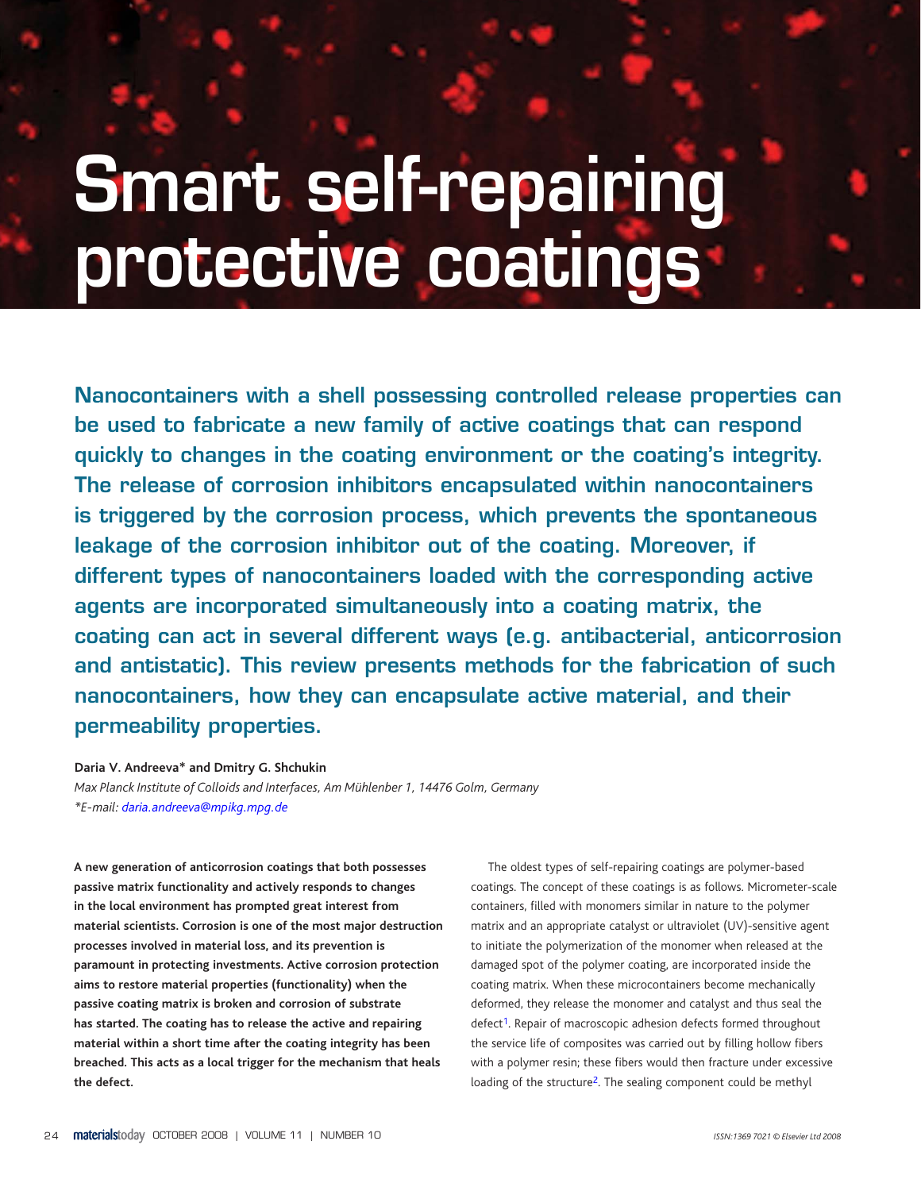# Smart self-repairing protective coatings

**Nanocontainers with a shell possessing controlled release properties can be used to fabricate a new family of active coatings that can respond quickly to changes in the coating environment or the coating's integrity. The release of corrosion inhibitors encapsulated within nanocontainers is triggered by the corrosion process, which prevents the spontaneous leakage of the corrosion inhibitor out of the coating. Moreover, if different types of nanocontainers loaded with the corresponding active agents are incorporated simultaneously into a coating matrix, the coating can act in several different ways (e.g. antibacterial, anticorrosion and antistatic). This review presents methods for the fabrication of such nanocontainers, how they can encapsulate active material, and their permeability properties.**

**Daria V. Andreeva\* and Dmitry G. Shchukin**

*Max Planck Institute of Colloids and Interfaces, Am Mühlenber 1, 14476 Golm, Germany*

*\*E-mail: daria.andreeva@mpikg.mpg.de*

**A new generation of anticorrosion coatings that both possesses passive matrix functionality and actively responds to changes in the local environment has prompted great interest from material scientists. Corrosion is one of the most major destruction processes involved in material loss, and its prevention is paramount in protecting investments. Active corrosion protection aims to restore material properties (functionality) when the passive coating matrix is broken and corrosion of substrate has started. The coating has to release the active and repairing material within a short time after the coating integrity has been breached. This acts as a local trigger for the mechanism that heals the defect.**

The oldest types of self-repairing coatings are polymer-based coatings. The concept of these coatings is as follows. Micrometer-scale containers, filled with monomers similar in nature to the polymer matrix and an appropriate catalyst or ultraviolet (UV)-sensitive agent to initiate the polymerization of the monomer when released at the damaged spot of the polymer coating, are incorporated inside the coating matrix. When these microcontainers become mechanically deformed, they release the monomer and catalyst and thus seal the defect[1]. Repair of macroscopic adhesion defects formed throughout the service life of composites was carried out by filling hollow fibers with a polymer resin; these fibers would then fracture under excessive loading of the structure[2]. The sealing component could be methyl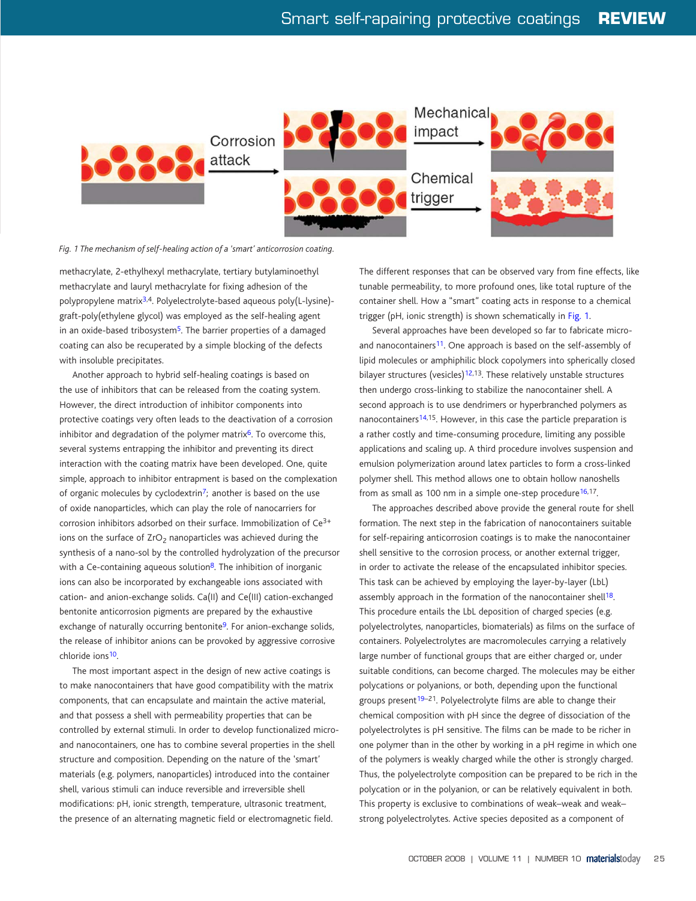Fig. 1 The mechanism of self-healing action of a 'smart' anticorrosion coating.

methacrylate, 2-ethylhexyl methacrylate, tertiary butylaminoethyl methacrylate and lauryl methacrylate for fixing adhesion of the polypropylene matrix[3,4]. Polyelectrolyte-based aqueous poly(L-lysine)-graft-poly(ethylene glycol) was employed as the self-healing agent in an oxide-based tribosystem[5]. The barrier properties of a damaged coating can also be recuperated by a simple blocking of the defects with insoluble precipitates.

Another approach to hybrid self-healing coatings is based on the use of inhibitors that can be released from the coating system. However, the direct introduction of inhibitor components into protective coatings very often leads to the deactivation of a corrosion inhibitor and degradation of the polymer matrix[6]. To overcome this, several systems entrapping the inhibitor and preventing its direct interaction with the coating matrix have been developed. One, quite simple, approach to inhibitor entrapment is based on the complexation of organic molecules by cyclodextrin[7]; another is based on the use of oxide nanoparticles, which can play the role of nanocarriers for corrosion inhibitors adsorbed on their surface. Immobilization of $Ce^{3+}$ ions on the surface of $ZrO_2$ nanoparticles was achieved during the synthesis of a nano-sol by the controlled hydrolyzation of the precursor with a Ce-containing aqueous solution[8]. The inhibition of inorganic ions can also be incorporated by exchangeable ions associated with cation- and anion-exchange solids. Ca(II) and Ce(III) cation-exchanged bentonite anticorrosion pigments are prepared by the exhaustive exchange of naturally occurring bentonite[9]. For anion-exchange solids, the release of inhibitor anions can be provoked by aggressive corrosive chloride ions[10].

The most important aspect in the design of new active coatings is to make nanocontainers that have good compatibility with the matrix components, that can encapsulate and maintain the active material, and that possess a shell with permeability properties that can be controlled by external stimuli. In order to develop functionalized micro- and nanocontainers, one has to combine several properties in the shell structure and composition. Depending on the nature of the 'smart' materials (e.g. polymers, nanoparticles) introduced into the container shell, various stimuli can induce reversible and irreversible shell modifications: pH, ionic strength, temperature, ultrasonic treatment, the presence of an alternating magnetic field or electromagnetic field. The different responses that can be observed vary from fine effects, like tunable permeability, to more profound ones, like total rupture of the container shell. How a "smart" coating acts in response to a chemical trigger (pH, ionic strength) is shown schematically in Fig. 1.

Several approaches have been developed so far to fabricate micro- and nanocontainers[11]. One approach is based on the self-assembly of lipid molecules or amphiphilic block copolymers into spherically closed bilayer structures (vesicles)[12,13]. These relatively unstable structures then undergo cross-linking to stabilize the nanocontainer shell. A second approach is to use dendrimers or hyperbranched polymers as nanocontainers[14,15]. However, in this case the particle preparation is a rather costly and time-consuming procedure, limiting any possible applications and scaling up. A third procedure involves suspension and emulsion polymerization around latex particles to form a cross-linked polymer shell. This method allows one to obtain hollow nanoshells from as small as 100 nm in a simple one-step procedure[16,17].

The approaches described above provide the general route for shell formation. The next step in the fabrication of nanocontainers suitable for self-repairing anticorrosion coatings is to make the nanocontainer shell sensitive to the corrosion process, or another external trigger, in order to activate the release of the encapsulated inhibitor species. This task can be achieved by employing the layer-by-layer (LbL) assembly approach in the formation of the nanocontainer shell[18]. This procedure entails the LbL deposition of charged species (e.g. polyelectrolytes, nanoparticles, biomaterials) as films on the surface of containers. Polyelectrolytes are macromolecules carrying a relatively large number of functional groups that are either charged or, under suitable conditions, can become charged. The molecules may be either polycations or polyanions, or both, depending upon the functional groups present[19–21]. Polyelectrolyte films are able to change their chemical composition with pH since the degree of dissociation of the polyelectrolytes is pH sensitive. The films can be made to be richer in one polymer than in the other by working in a pH regime in which one of the polymers is weakly charged while the other is strongly charged. Thus, the polyelectrolyte composition can be prepared to be rich in the polycation or in the polyanion, or can be relatively equivalent in both. This property is exclusive to combinations of weak–weak and weak–strong polyelectrolytes. Active species deposited as a component of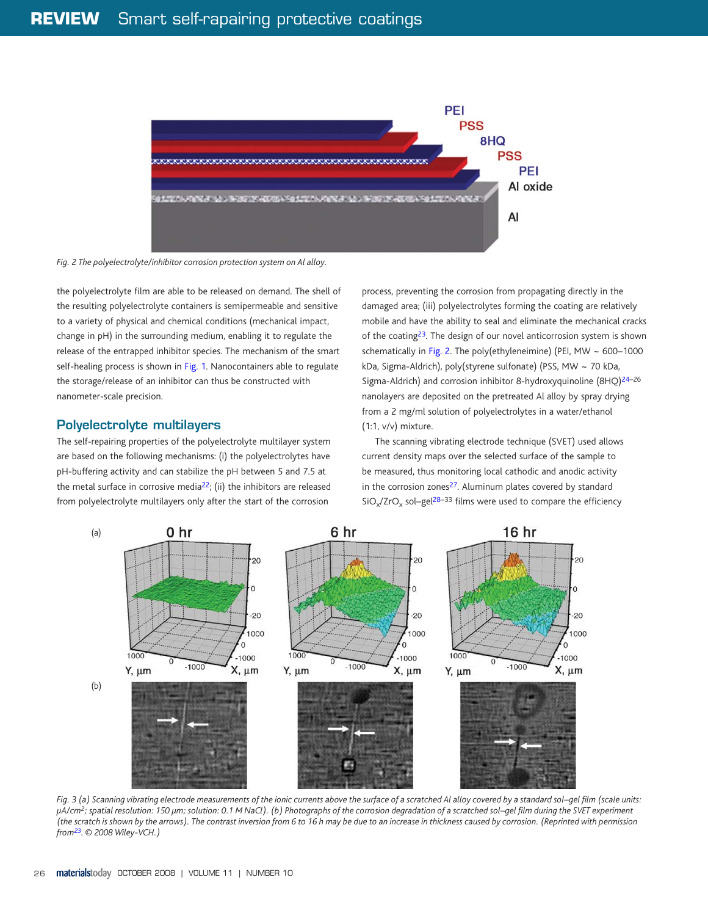Fig. 2 The polyelectrolyte/inhibitor corrosion protection system on Al alloy.

the polyelectrolyte film are able to be released on demand. The shell of the resulting polyelectrolyte containers is semipermeable and sensitive to a variety of physical and chemical conditions (mechanical impact, change in pH) in the surrounding medium, enabling it to regulate the release of the entrapped inhibitor species. The mechanism of the smart self-healing process is shown in Fig. 1. Nanocontainers able to regulate the storage/release of an inhibitor can thus be constructed with nanometer-scale precision.

## Polyelectrolyte multilayers

The self-repairing properties of the polyelectrolyte multilayer system are based on the following mechanisms: (i) the polyelectrolytes have pH-buffering activity and can stabilize the pH between 5 and 7.5 at the metal surface in corrosive media[22]; (ii) the inhibitors are released from polyelectrolyte multilayers only after the start of the corrosion process, preventing the corrosion from propagating directly in the damaged area; (iii) polyelectrolytes forming the coating are relatively mobile and have the ability to seal and eliminate the mechanical cracks of the coating[23]. The design of our novel anticorrosion system is shown schematically in Fig. 2. The poly(ethyleneimine) (PEI, MW ~ 600–1000 kDa, Sigma-Aldrich), poly(styrene sulfonate) (PSS, MW ~ 70 kDa, Sigma-Aldrich) and corrosion inhibitor 8-hydroxyquinoline (8HQ)[24–26] nanolayers are deposited on the pretreated Al alloy by spray drying from a 2 mg/ml solution of polyelectrolytes in a water/ethanol (1:1, v/v) mixture.

The scanning vibrating electrode technique (SVET) used allows current density maps over the selected surface of the sample to be measured, thus monitoring local cathodic and anodic activity in the corrosion zones[27]. Aluminum plates covered by standard $SiO_x/ZrO_x$ sol–gel[28–33] films were used to compare the efficiency

Fig. 3 (a) Scanning vibrating electrode measurements of the ionic currents above the surface of a scratched Al alloy covered by a standard sol–gel film (scale units: $\mu A/cm^2$; spatial resolution: 150 µm; solution: 0.1 M NaCl). (b) Photographs of the corrosion degradation of a scratched sol–gel film during the SVET experiment (the scratch is shown by the arrows). The contrast inversion from 6 to 16 h may be due to an increase in thickness caused by corrosion. (Reprinted with permission from[23]. © 2008 Wiley-VCH.)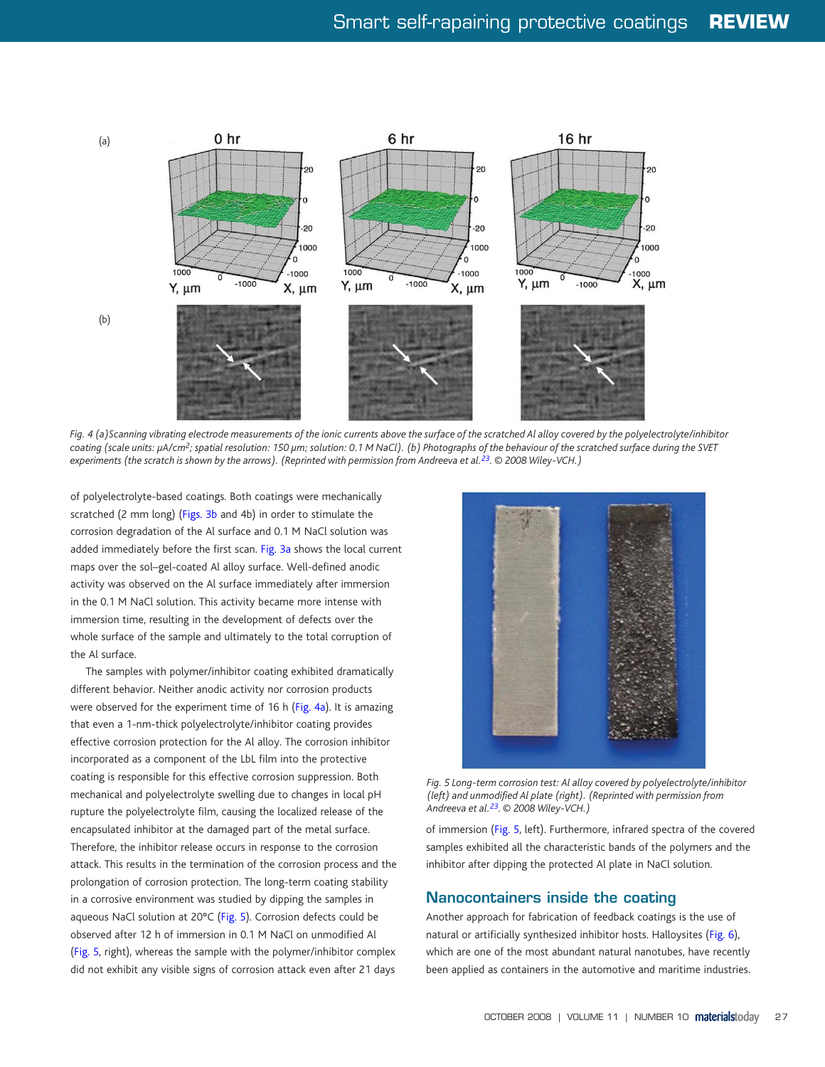Fig. 4 (a) Scanning vibrating electrode measurements of the ionic currents above the surface of the scratched Al alloy covered by the polyelectrolyte/inhibitor coating (scale units: $\mu A/cm^2$; spatial resolution: 150 µm; solution: 0.1 M NaCl). (b) Photographs of the behaviour of the scratched surface during the SVET experiments (the scratch is shown by the arrows). (Reprinted with permission from Andreeva et al.[23]. © 2008 Wiley-VCH.)

of polyelectrolyte-based coatings. Both coatings were mechanically scratched (2 mm long) (Figs. 3b and 4b) in order to stimulate the corrosion degradation of the Al surface and 0.1 M NaCl solution was added immediately before the first scan. Fig. 3a shows the local current maps over the sol–gel-coated Al alloy surface. Well-defined anodic activity was observed on the Al surface immediately after immersion in the 0.1 M NaCl solution. This activity became more intense with immersion time, resulting in the development of defects over the whole surface of the sample and ultimately to the total corruption of the Al surface.

The samples with polymer/inhibitor coating exhibited dramatically different behavior. Neither anodic activity nor corrosion products were observed for the experiment time of 16 h (Fig. 4a). It is amazing that even a 1-nm-thick polyelectrolyte/inhibitor coating provides effective corrosion protection for the Al alloy. The corrosion inhibitor incorporated as a component of the LbL film into the protective coating is responsible for this effective corrosion suppression. Both mechanical and polyelectrolyte swelling due to changes in local pH rupture the polyelectrolyte film, causing the localized release of the encapsulated inhibitor at the damaged part of the metal surface. Therefore, the inhibitor release occurs in response to the corrosion attack. This results in the termination of the corrosion process and the prolongation of corrosion protection. The long-term coating stability in a corrosive environment was studied by dipping the samples in aqueous NaCl solution at 20°C (Fig. 5). Corrosion defects could be observed after 12 h of immersion in 0.1 M NaCl on unmodified Al (Fig. 5, right), whereas the sample with the polymer/inhibitor complex did not exhibit any visible signs of corrosion attack even after 21 days of immersion (Fig. 5, left). Furthermore, infrared spectra of the covered samples exhibited all the characteristic bands of the polymers and the inhibitor after dipping the protected Al plate in NaCl solution.

Fig. 5 Long-term corrosion test: Al alloy covered by polyelectrolyte/inhibitor (left) and unmodified Al plate (right). (Reprinted with permission from Andreeva et al.[23]. © 2008 Wiley-VCH.)

## Nanocontainers inside the coating

Another approach for fabrication of feedback coatings is the use of natural or artificially synthesized inhibitor hosts. Halloysites (Fig. 6), which are one of the most abundant natural nanotubes, have recently been applied as containers in the automotive and maritime industries.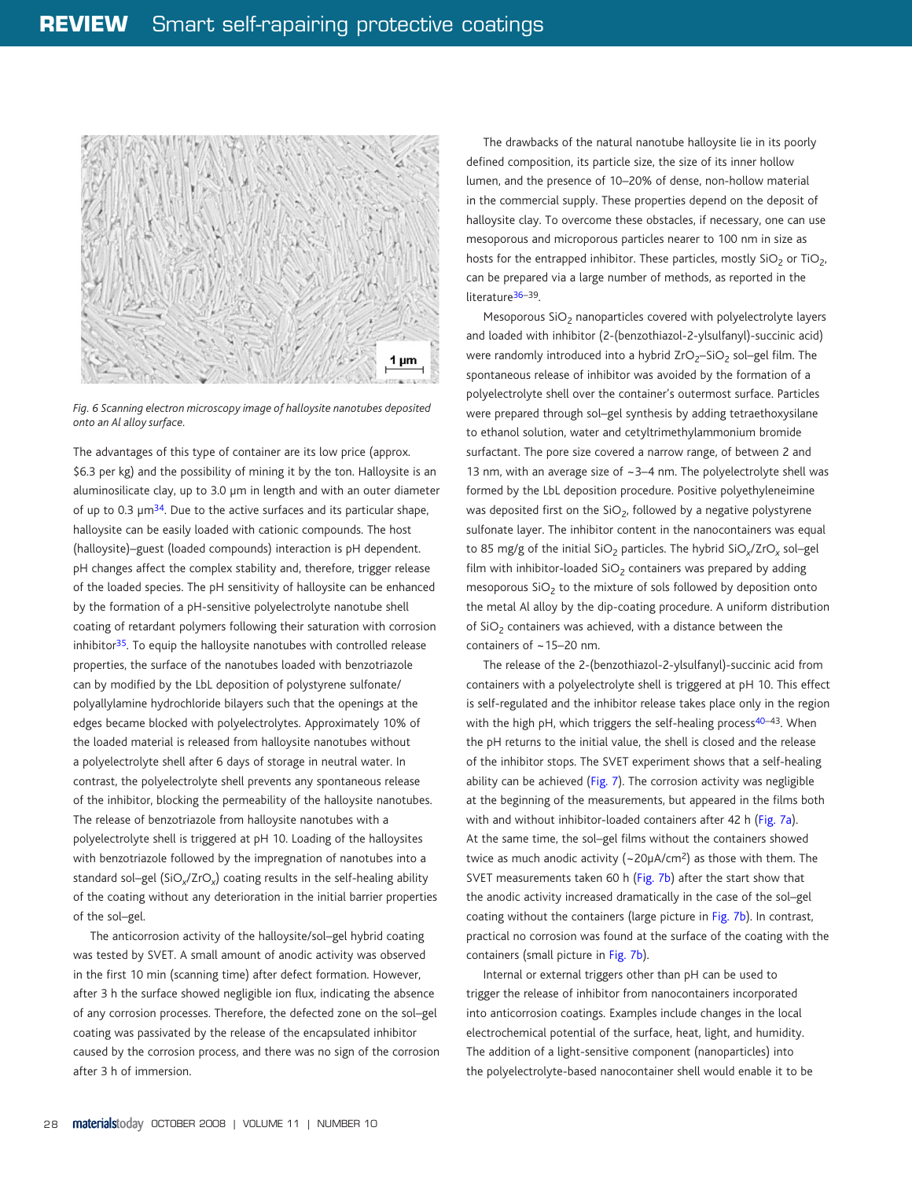Fig. 6 Scanning electron microscopy image of halloysite nanotubes deposited onto an Al alloy surface.

The advantages of this type of container are its low price (approx. \$6.3 per kg) and the possibility of mining it by the ton. Halloysite is an aluminosilicate clay, up to 3.0 μm in length and with an outer diameter of up to 0.3 μm[34]. Due to the active surfaces and its particular shape, halloysite can be easily loaded with cationic compounds. The host (halloysite)–guest (loaded compounds) interaction is pH dependent. pH changes affect the complex stability and, therefore, trigger release of the loaded species. The pH sensitivity of halloysite can be enhanced by the formation of a pH-sensitive polyelectrolyte nanotube shell coating of retardant polymers following their saturation with corrosion inhibitor[35]. To equip the halloysite nanotubes with controlled release properties, the surface of the nanotubes loaded with benzotriazole can by modified by the LbL deposition of polystyrene sulfonate/polyallylamine hydrochloride bilayers such that the openings at the edges became blocked with polyelectrolytes. Approximately 10% of the loaded material is released from halloysite nanotubes without a polyelectrolyte shell after 6 days of storage in neutral water. In contrast, the polyelectrolyte shell prevents any spontaneous release of the inhibitor, blocking the permeability of the halloysite nanotubes. The release of benzotriazole from halloysite nanotubes with a polyelectrolyte shell is triggered at pH 10. Loading of the halloysites with benzotriazole followed by the impregnation of nanotubes into a standard sol–gel ($SiO_x/ZrO_x$) coating results in the self-healing ability of the coating without any deterioration in the initial barrier properties of the sol–gel.

The anticorrosion activity of the halloysite/sol–gel hybrid coating was tested by SVET. A small amount of anodic activity was observed in the first 10 min (scanning time) after defect formation. However, after 3 h the surface showed negligible ion flux, indicating the absence of any corrosion processes. Therefore, the defected zone on the sol–gel coating was passivated by the release of the encapsulated inhibitor caused by the corrosion process, and there was no sign of the corrosion after 3 h of immersion.

The drawbacks of the natural nanotube halloysite lie in its poorly defined composition, its particle size, the size of its inner hollow lumen, and the presence of 10–20% of dense, non-hollow material in the commercial supply. These properties depend on the deposit of halloysite clay. To overcome these obstacles, if necessary, one can use mesoporous and microporous particles nearer to 100 nm in size as hosts for the entrapped inhibitor. These particles, mostly $SiO_2$ or $TiO_2$, can be prepared via a large number of methods, as reported in the literature[36–39].

Mesoporous $SiO_2$ nanoparticles covered with polyelectrolyte layers and loaded with inhibitor (2-(benzothiazol-2-ylsulfanyl)-succinic acid) were randomly introduced into a hybrid $ZrO_2$–$SiO_2$ sol–gel film. The spontaneous release of inhibitor was avoided by the formation of a polyelectrolyte shell over the container's outermost surface. Particles were prepared through sol–gel synthesis by adding tetraethoxysilane to ethanol solution, water and cetyltrimethylammonium bromide surfactant. The pore size covered a narrow range, of between 2 and 13 nm, with an average size of ~3–4 nm. The polyelectrolyte shell was formed by the LbL deposition procedure. Positive polyethyleneimine was deposited first on the $SiO_2$, followed by a negative polystyrene sulfonate layer. The inhibitor content in the nanocontainers was equal to 85 mg/g of the initial $SiO_2$ particles. The hybrid $SiO_x/ZrO_x$ sol–gel film with inhibitor-loaded $SiO_2$ containers was prepared by adding mesoporous $SiO_2$ to the mixture of sols followed by deposition onto the metal Al alloy by the dip-coating procedure. A uniform distribution of $SiO_2$ containers was achieved, with a distance between the containers of ~15–20 nm.

The release of the 2-(benzothiazol-2-ylsulfanyl)-succinic acid from containers with a polyelectrolyte shell is triggered at pH 10. This effect is self-regulated and the inhibitor release takes place only in the region with the high pH, which triggers the self-healing process[40–43]. When the pH returns to the initial value, the shell is closed and the release of the inhibitor stops. The SVET experiment shows that a self-healing ability can be achieved (Fig. 7). The corrosion activity was negligible at the beginning of the measurements, but appeared in the films both with and without inhibitor-loaded containers after 42 h (Fig. 7a). At the same time, the sol–gel films without the containers showed twice as much anodic activity (~20μA/cm$^2$) as those with them. The SVET measurements taken 60 h (Fig. 7b) after the start show that the anodic activity increased dramatically in the case of the sol–gel coating without the containers (large picture in Fig. 7b). In contrast, practical no corrosion was found at the surface of the coating with the containers (small picture in Fig. 7b).

Internal or external triggers other than pH can be used to trigger the release of inhibitor from nanocontainers incorporated into anticorrosion coatings. Examples include changes in the local electrochemical potential of the surface, heat, light, and humidity. The addition of a light-sensitive component (nanoparticles) into the polyelectrolyte-based nanocontainer shell would enable it to be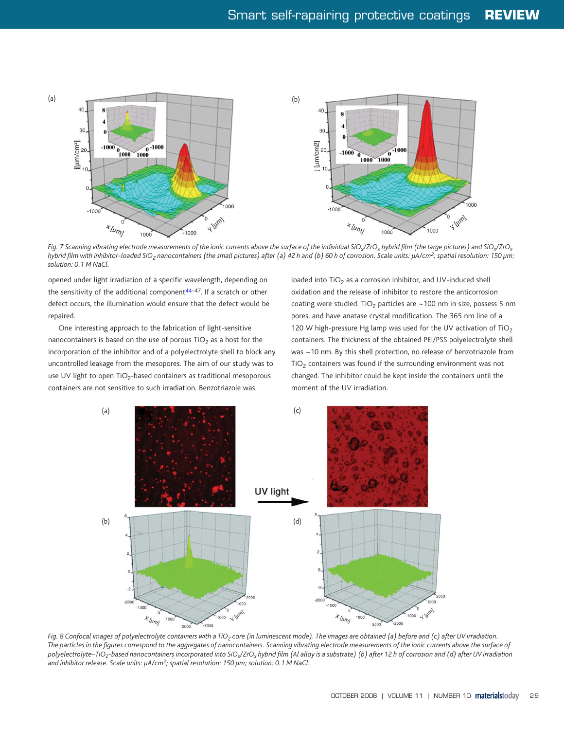Fig. 7 Scanning vibrating electrode measurements of the ionic currents above the surface of the individual $SiO_x/ZrO_x$ hybrid film (the large pictures) and $SiO_x/ZrO_x$ hybrid film with inhibitor-loaded $SiO_2$ nanocontainers (the small pictures) after (a) 42 h and (b) 60 h of corrosion. Scale units: $\mu A/cm^2$; spatial resolution: 150 µm; solution: 0.1 M NaCl.

opened under light irradiation of a specific wavelength, depending on the sensitivity of the additional component[44–47]. If a scratch or other defect occurs, the illumination would ensure that the defect would be repaired.

One interesting approach to the fabrication of light-sensitive nanocontainers is based on the use of porous $TiO_2$ as a host for the incorporation of the inhibitor and of a polyelectrolyte shell to block any uncontrolled leakage from the mesopores. The aim of our study was to use UV light to open $TiO_2$-based containers as traditional mesoporous containers are not sensitive to such irradiation. Benzotriazole was loaded into $TiO_2$ as a corrosion inhibitor, and UV-induced shell oxidation and the release of inhibitor to restore the anticorrosion coating were studied. $TiO_2$ particles are ~100 nm in size, possess 5 nm pores, and have anatase crystal modification. The 365 nm line of a 120 W high-pressure Hg lamp was used for the UV activation of $TiO_2$ containers. The thickness of the obtained PEI/PSS polyelectrolyte shell was ~10 nm. By this shell protection, no release of benzotriazole from $TiO_2$ containers was found if the surrounding environment was not changed. The inhibitor could be kept inside the containers until the moment of the UV irradiation.

Fig. 8 Confocal images of polyelectrolyte containers with a $TiO_2$ core (in luminescent mode). The images are obtained (a) before and (c) after UV irradiation. The particles in the figures correspond to the aggregates of nanocontainers. Scanning vibrating electrode measurements of the ionic currents above the surface of polyelectrolyte–$TiO_2$-based nanocontainers incorporated into $SiO_x/ZrO_x$ hybrid film (Al alloy is a substrate) (b) after 12 h of corrosion and (d) after UV irradiation and inhibitor release. Scale units: $\mu A/cm^2$; spatial resolution: 150 µm; solution: 0.1 M NaCl.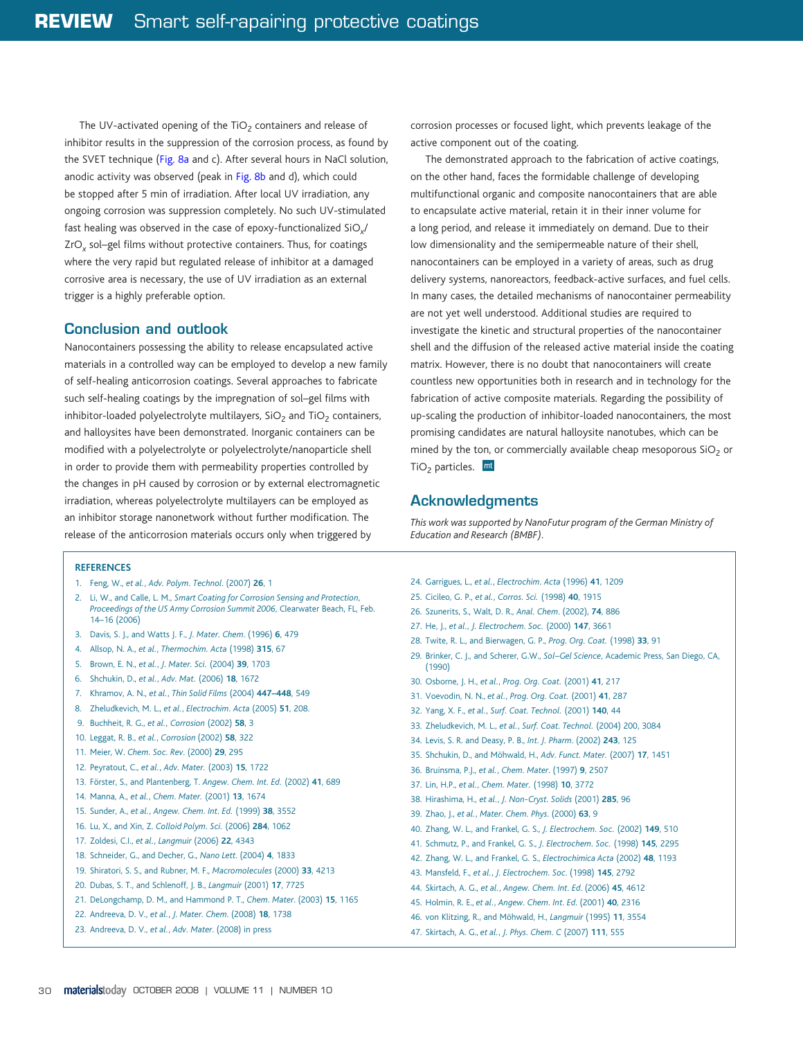The UV-activated opening of the $TiO_2$ containers and release of inhibitor results in the suppression of the corrosion process, as found by the SVET technique (Fig. 8a and c). After several hours in NaCl solution, anodic activity was observed (peak in Fig. 8b and d), which could be stopped after 5 min of irradiation. After local UV irradiation, any ongoing corrosion was suppression completely. No such UV-stimulated fast healing was observed in the case of epoxy-functionalized $SiO_x$/$ZrO_x$ sol–gel films without protective containers. Thus, for coatings where the very rapid but regulated release of inhibitor at a damaged corrosive area is necessary, the use of UV irradiation as an external trigger is a highly preferable option.

## Conclusion and outlook

Nanocontainers possessing the ability to release encapsulated active materials in a controlled way can be employed to develop a new family of self-healing anticorrosion coatings. Several approaches to fabricate such self-healing coatings by the impregnation of sol–gel films with inhibitor-loaded polyelectrolyte multilayers, $SiO_2$ and $TiO_2$ containers, and halloysites have been demonstrated. Inorganic containers can be modified with a polyelectrolyte or polyelectrolyte/nanoparticle shell in order to provide them with permeability properties controlled by the changes in pH caused by corrosion or by external electromagnetic irradiation, whereas polyelectrolyte multilayers can be employed as an inhibitor storage nanonetwork without further modification. The release of the anticorrosion materials occurs only when triggered by corrosion processes or focused light, which prevents leakage of the active component out of the coating.

The demonstrated approach to the fabrication of active coatings, on the other hand, faces the formidable challenge of developing multifunctional organic and composite nanocontainers that are able to encapsulate active material, retain it in their inner volume for a long period, and release it immediately on demand. Due to their low dimensionality and the semipermeable nature of their shell, nanocontainers can be employed in a variety of areas, such as drug delivery systems, nanoreactors, feedback-active surfaces, and fuel cells. In many cases, the detailed mechanisms of nanocontainer permeability are not yet well understood. Additional studies are required to investigate the kinetic and structural properties of the nanocontainer shell and the diffusion of the released active material inside the coating matrix. However, there is no doubt that nanocontainers will create countless new opportunities both in research and in technology for the fabrication of active composite materials. Regarding the possibility of up-scaling the production of inhibitor-loaded nanocontainers, the most promising candidates are natural halloysite nanotubes, which can be mined by the ton, or commercially available cheap mesoporous $SiO_2$ or $TiO_2$ particles.

## Acknowledgments

*This work was supported by NanoFutur program of the German Ministry of Education and Research (BMBF).*

### REFERENCES

1. Feng, W., *et al.*, *Adv. Polym. Technol.* (2007) **26**, 1
2. Li, W., and Calle, L. M., *Smart Coating for Corrosion Sensing and Protection, Proceedings of the US Army Corrosion Summit 2006*, Clearwater Beach, FL, Feb. 14–16 (2006)
3. Davis, S. J., and Watts J. F., *J. Mater. Chem.* (1996) **6**, 479
4. Allsop, N. A., *et al.*, *Thermochim. Acta* (1998) **315**, 67
5. Brown, E. N., *et al.*, *J. Mater. Sci.* (2004) **39**, 1703
6. Shchukin, D., *et al.*, *Adv. Mat.* (2006) **18**, 1672
7. Khramov, A. N., *et al.*, *Thin Solid Films* (2004) **447–448**, 549
8. Zheludkevich, M. L., *et al.*, *Electrochim. Acta* (2005) **51**, 208.
9. Buchheit, R. G., *et al.*, *Corrosion* (2002) **58**, 3
10. Leggat, R. B., *et al.*, *Corrosion* (2002) **58**, 322
11. Meier, W. *Chem. Soc. Rev*. (2000) **29**, 295
12. Peyratout, C., *et al.*, *Adv. Mater.* (2003) **15**, 1722
13. Förster, S., and Plantenberg, T. *Angew. Chem. Int. Ed.* (2002) **41**, 689
14. Manna, A., *et al.*, *Chem. Mater.* (2001) **13**, 1674
15. Sunder, A., *et al.*, *Angew. Chem. Int. Ed.* (1999) **38**, 3552
16. Lu, X., and Xin, Z. *Colloid Polym. Sci.* (2006) **284**, 1062
17. Zoldesi, C.I., *et al.*, *Langmuir* (2006) **22**, 4343
18. Schneider, G., and Decher, G., *Nano Lett.* (2004) **4**, 1833
19. Shiratori, S. S., and Rubner, M. F., *Macromolecules* (2000) **33**, 4213
20. Dubas, S. T., and Schlenoff, J. B., *Langmuir* (2001) **17**, 7725
21. DeLongchamp, D. M., and Hammond P. T., *Chem. Mater.* (2003) **15**, 1165
22. Andreeva, D. V., *et al.*, *J. Mater. Chem.* (2008) **18**, 1738
23. Andreeva, D. V., *et al.*, *Adv. Mater.* (2008) in press
24. Garrigues, L., *et al.*, *Electrochim. Acta* (1996) **41**, 1209
25. Cicileo, G. P., *et al.*, *Corros. Sci.* (1998) **40**, 1915
26. Szunerits, S., Walt, D. R., *Anal. Chem.* (2002), **74**, 886
27. He, J., *et al.*, *J. Electrochem. Soc.* (2000) **147**, 3661
28. Twite, R. L., and Bierwagen, G. P., *Prog. Org. Coat.* (1998) **33**, 91
29. Brinker, C. J., and Scherer, G.W., *Sol–Gel Science*, Academic Press, San Diego, CA, (1990)
30. Osborne, J. H., *et al.*, *Prog. Org. Coat.* (2001) **41**, 217
31. Voevodin, N. N., *et al.*, *Prog. Org. Coat.* (2001) **41**, 287
32. Yang, X. F., *et al.*, *Surf. Coat. Technol.* (2001) **140**, 44
33. Zheludkevich, M. L., *et al.*, *Surf. Coat. Technol.* (2004) 200, 3084
34. Levis, S. R. and Deasy, P. B., *Int. J. Pharm.* (2002) **243**, 125
35. Shchukin, D., and Möhwald, H., *Adv. Funct. Mater.* (2007) **17**, 1451
36. Bruinsma, P.J., *et al.*, *Chem. Mater*. (1997) **9**, 2507
37. Lin, H.P., *et al.*, *Chem. Mater.* (1998) **10**, 3772
38. Hirashima, H., *et al.*, *J. Non-Cryst. Solids* (2001) **285**, 96
39. Zhao, J., *et al.*, *Mater. Chem. Phys.* (2000) **63**, 9
40. Zhang, W. L., and Frankel, G. S., *J. Electrochem. Soc.* (2002) **149**, 510
41. Schmutz, P., and Frankel, G. S., *J. Electrochem. Soc.* (1998) **145**, 2295
42. Zhang, W. L., and Frankel, G. S., *Electrochimica Acta* (2002) **48**, 1193
43. Mansfeld, F., *et al.*, *J. Electrochem. Soc.* (1998) **145**, 2792
44. Skirtach, A. G., *et al.*, *Angew. Chem. Int. Ed.* (2006) **45**, 4612
45. Holmin, R. E., *et al.*, *Angew. Chem. Int. Ed.* (2001) **40**, 2316
46. von Klitzing, R., and Möhwald, H., *Langmuir* (1995) **11**, 3554
47. Skirtach, A. G., *et al.*, *J. Phys. Chem. C* (2007) **111**, 555